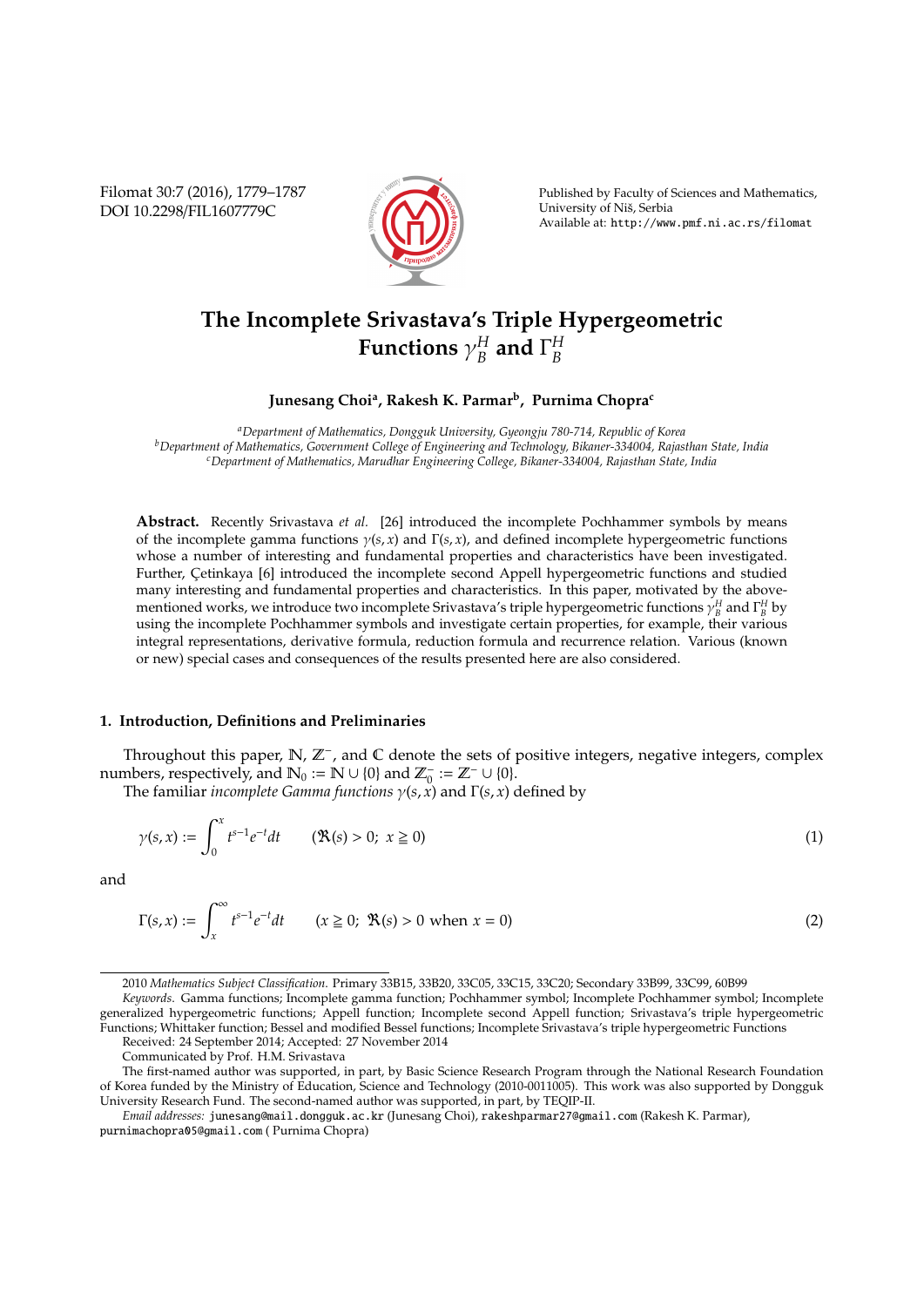# The Incomplete Srivastava's Triple Hypergeometric Functions $\gamma_B^H$ and $\Gamma_B^H$

**Junesang Choi[a], Rakesh K. Parmar[b], Purnima Chopra[c]**

[a]*Department of Mathematics, Dongguk University, Gyeongju 780-714, Republic of Korea*
[b]*Department of Mathematics, Government College of Engineering and Technology, Bikaner-334004, Rajasthan State, India*
[c]*Department of Mathematics, Marudhar Engineering College, Bikaner-334004, Rajasthan State, India*

**Abstract.** Recently Srivastava *et al.* [26] introduced the incomplete Pochhammer symbols by means of the incomplete gamma functions $\gamma(s, x)$ and $\Gamma(s, x)$, and defined incomplete hypergeometric functions whose a number of interesting and fundamental properties and characteristics have been investigated. Further, Çetinkaya [6] introduced the incomplete second Appell hypergeometric functions and studied many interesting and fundamental properties and characteristics. In this paper, motivated by the above-mentioned works, we introduce two incomplete Srivastava's triple hypergeometric functions $\gamma_B^H$ and $\Gamma_B^H$ by using the incomplete Pochhammer symbols and investigate certain properties, for example, their various integral representations, derivative formula, reduction formula and recurrence relation. Various (known or new) special cases and consequences of the results presented here are also considered.

## 1. Introduction, Definitions and Preliminaries

Throughout this paper, $\mathbb{N}$, $\mathbb{Z}^-$, and $\mathbb{C}$ denote the sets of positive integers, negative integers, complex numbers, respectively, and $\mathbb{N}_0 := \mathbb{N} \cup \{0\}$ and $\mathbb{Z}_0^- := \mathbb{Z}^- \cup \{0\}$.

The familiar *incomplete Gamma functions* $\gamma(s, x)$ and $\Gamma(s, x)$ defined by

$$\gamma(s, x) := \int_0^x t^{s-1} e^{-t} dt \qquad (\Re(s) > 0;\ x \geqq 0) \tag{1}$$

and

$$\Gamma(s, x) := \int_x^\infty t^{s-1} e^{-t} dt \qquad (x \geqq 0;\ \Re(s) > 0 \text{ when } x = 0) \tag{2}$$

---

2010 *Mathematics Subject Classification.* Primary 33B15, 33B20, 33C05, 33C15, 33C20; Secondary 33B99, 33C99, 60B99

*Keywords.* Gamma functions; Incomplete gamma function; Pochhammer symbol; Incomplete Pochhammer symbol; Incomplete generalized hypergeometric functions; Appell function; Incomplete second Appell function; Srivastava's triple hypergeometric Functions; Whittaker function; Bessel and modified Bessel functions; Incomplete Srivastava's triple hypergeometric Functions

Received: 24 September 2014; Accepted: 27 November 2014

Communicated by Prof. H.M. Srivastava

The first-named author was supported, in part, by Basic Science Research Program through the National Research Foundation of Korea funded by the Ministry of Education, Science and Technology (2010-0011005). This work was also supported by Dongguk University Research Fund. The second-named author was supported, in part, by TEQIP-II.

*Email addresses:* junesang@mail.dongguk.ac.kr (Junesang Choi), rakeshparmar27@gmail.com (Rakesh K. Parmar), purnimachopra05@gmail.com ( Purnima Chopra)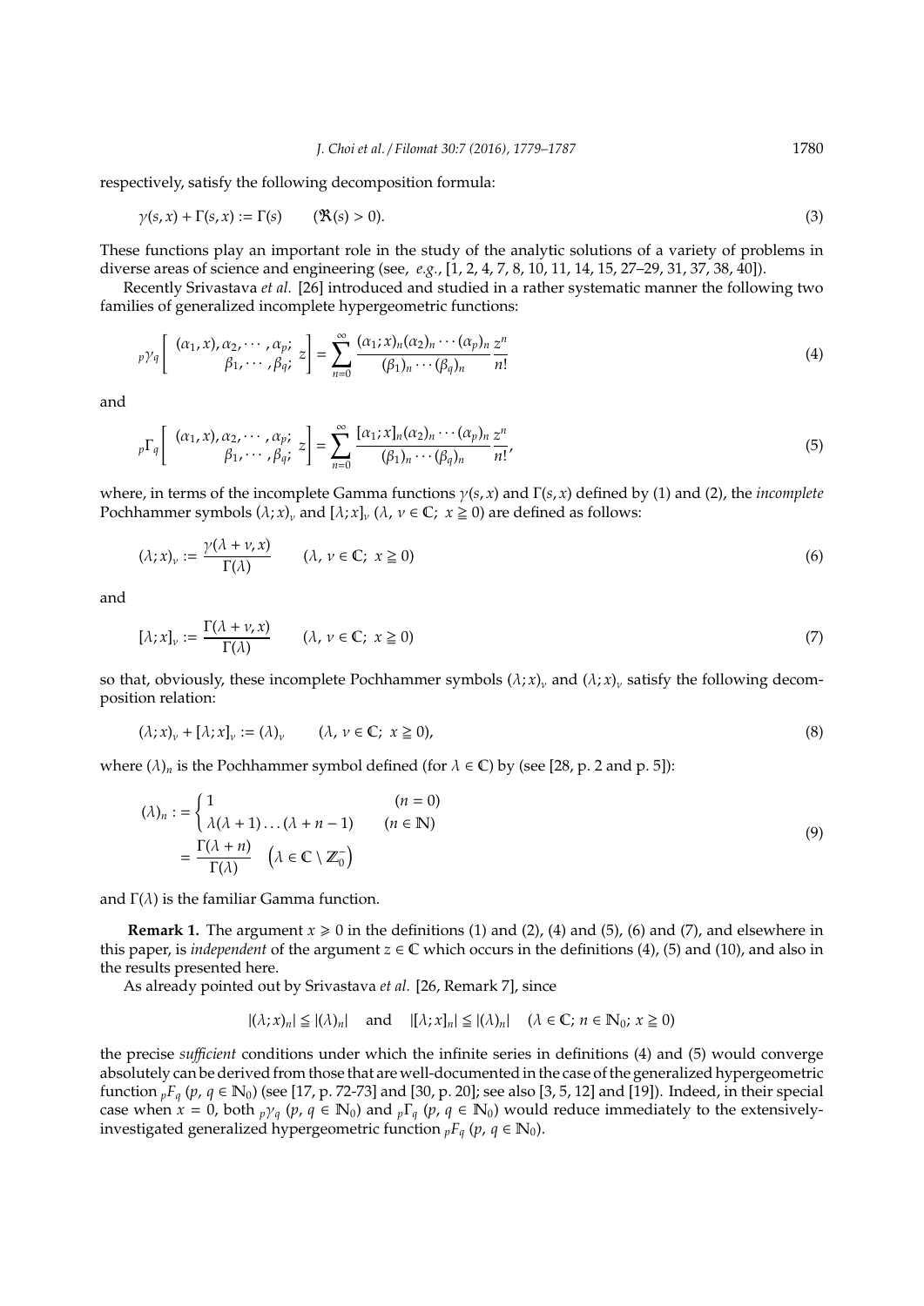respectively, satisfy the following decomposition formula:

$$\gamma(s, x) + \Gamma(s, x) := \Gamma(s) \qquad (\Re(s) > 0). \tag{3}$$

These functions play an important role in the study of the analytic solutions of a variety of problems in diverse areas of science and engineering (see, *e.g.*, [1, 2, 4, 7, 8, 10, 11, 14, 15, 27–29, 31, 37, 38, 40]).

Recently Srivastava *et al.* [26] introduced and studied in a rather systematic manner the following two families of generalized incomplete hypergeometric functions:

$${}_p\gamma_q\left[\begin{array}{c}(\alpha_1, x), \alpha_2, \cdots, \alpha_p;\\ \beta_1, \cdots, \beta_q;\end{array} z\right] = \sum_{n=0}^{\infty} \frac{(\alpha_1; x)_n (\alpha_2)_n \cdots (\alpha_p)_n}{(\beta_1)_n \cdots (\beta_q)_n} \frac{z^n}{n!} \tag{4}$$

and

$${}_p\Gamma_q\left[\begin{array}{c}(\alpha_1, x), \alpha_2, \cdots, \alpha_p;\\ \beta_1, \cdots, \beta_q;\end{array} z\right] = \sum_{n=0}^{\infty} \frac{[\alpha_1; x]_n (\alpha_2)_n \cdots (\alpha_p)_n}{(\beta_1)_n \cdots (\beta_q)_n} \frac{z^n}{n!}, \tag{5}$$

where, in terms of the incomplete Gamma functions $\gamma(s, x)$ and $\Gamma(s, x)$ defined by (1) and (2), the *incomplete* Pochhammer symbols $(\lambda; x)_\nu$ and $[\lambda; x]_\nu$ $(\lambda, \nu \in \mathbb{C};\ x \geqq 0)$ are defined as follows:

$$(\lambda; x)_\nu := \frac{\gamma(\lambda + \nu, x)}{\Gamma(\lambda)} \qquad (\lambda, \nu \in \mathbb{C};\ x \geqq 0) \tag{6}$$

and

$$[\lambda; x]_\nu := \frac{\Gamma(\lambda + \nu, x)}{\Gamma(\lambda)} \qquad (\lambda, \nu \in \mathbb{C};\ x \geqq 0) \tag{7}$$

so that, obviously, these incomplete Pochhammer symbols $(\lambda; x)_\nu$ and $(\lambda; x)_\nu$ satisfy the following decomposition relation:

$$(\lambda; x)_\nu + [\lambda; x]_\nu := (\lambda)_\nu \qquad (\lambda, \nu \in \mathbb{C};\ x \geqq 0), \tag{8}$$

where $(\lambda)_n$ is the Pochhammer symbol defined (for $\lambda \in \mathbb{C}$) by (see [28, p. 2 and p. 5]):

$$\begin{aligned}(\lambda)_n :&= \begin{cases}1 & (n = 0)\\ \lambda(\lambda + 1)\ldots(\lambda + n - 1) & (n \in \mathbb{N})\end{cases}\\ &= \frac{\Gamma(\lambda + n)}{\Gamma(\lambda)} \quad \left(\lambda \in \mathbb{C} \setminus \mathbb{Z}_0^-\right)\end{aligned} \tag{9}$$

and $\Gamma(\lambda)$ is the familiar Gamma function.

**Remark 1.** The argument $x \geqslant 0$ in the definitions (1) and (2), (4) and (5), (6) and (7), and elsewhere in this paper, is *independent* of the argument $z \in \mathbb{C}$ which occurs in the definitions (4), (5) and (10), and also in the results presented here.

As already pointed out by Srivastava *et al.* [26, Remark 7], since

$$|(\lambda; x)_n| \leqq |(\lambda)_n| \quad \text{and} \quad |[\lambda; x]_n| \leqq |(\lambda)_n| \quad (\lambda \in \mathbb{C};\ n \in \mathbb{N}_0;\ x \geqq 0)$$

the precise *sufficient* conditions under which the infinite series in definitions (4) and (5) would converge absolutely can be derived from those that are well-documented in the case of the generalized hypergeometric function ${}_pF_q$ $(p, q \in \mathbb{N}_0)$ (see [17, p. 72-73] and [30, p. 20]; see also [3, 5, 12] and [19]). Indeed, in their special case when $x = 0$, both ${}_p\gamma_q$ $(p, q \in \mathbb{N}_0)$ and ${}_p\Gamma_q$ $(p, q \in \mathbb{N}_0)$ would reduce immediately to the extensively-investigated generalized hypergeometric function ${}_pF_q$ $(p, q \in \mathbb{N}_0)$.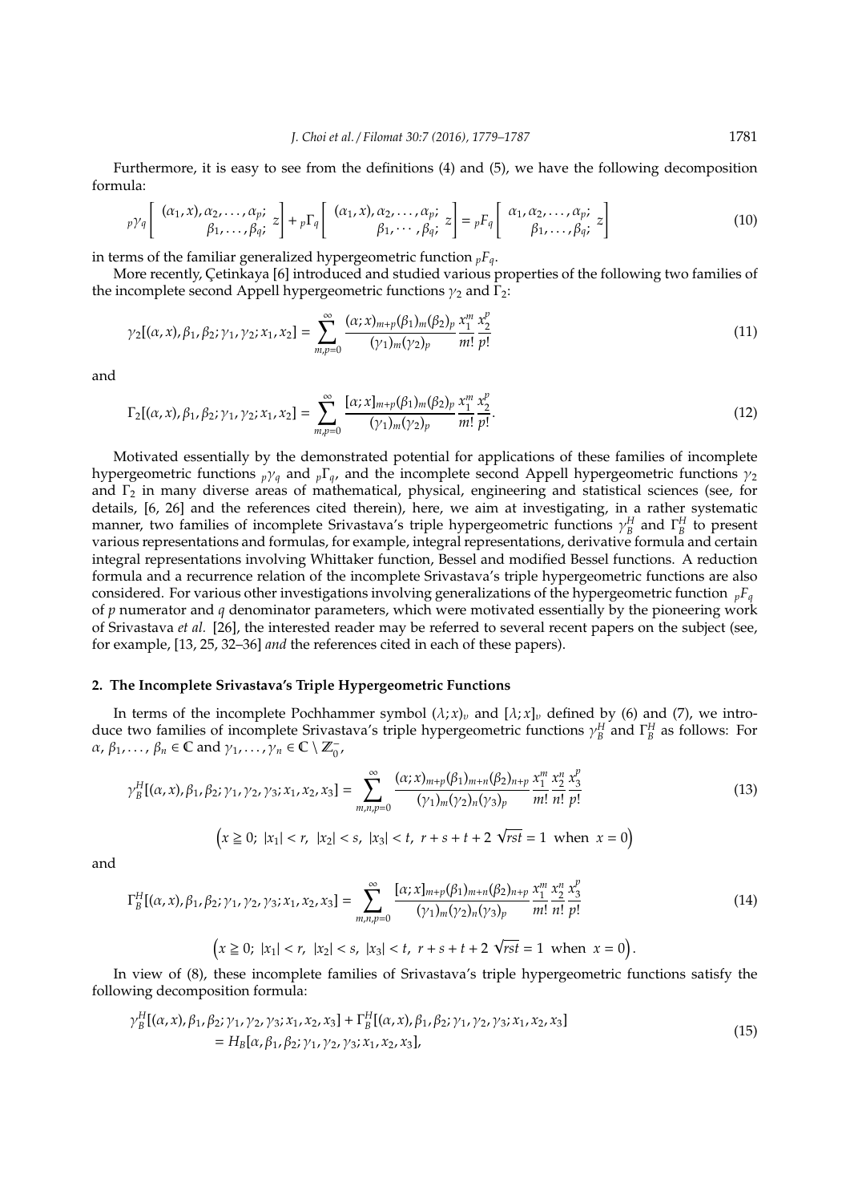Furthermore, it is easy to see from the definitions (4) and (5), we have the following decomposition formula:

$$
{}_p\gamma_q\left[\begin{array}{c}(\alpha_1, x), \alpha_2, \ldots, \alpha_p; \\ \beta_1, \ldots, \beta_q;\end{array} z\right] + {}_p\Gamma_q\left[\begin{array}{c}(\alpha_1, x), \alpha_2, \ldots, \alpha_p; \\ \beta_1, \cdots, \beta_q;\end{array} z\right] = {}_pF_q\left[\begin{array}{c}\alpha_1, \alpha_2, \ldots, \alpha_p; \\ \beta_1, \ldots, \beta_q;\end{array} z\right] \tag{10}
$$

in terms of the familiar generalized hypergeometric function ${}_pF_q$.

More recently, Çetinkaya [6] introduced and studied various properties of the following two families of the incomplete second Appell hypergeometric functions $\gamma_2$ and $\Gamma_2$:

$$
\gamma_2[(\alpha, x), \beta_1, \beta_2; \gamma_1, \gamma_2; x_1, x_2] = \sum_{m,p=0}^{\infty} \frac{(\alpha; x)_{m+p}(\beta_1)_m(\beta_2)_p}{(\gamma_1)_m(\gamma_2)_p} \frac{x_1^m}{m!} \frac{x_2^p}{p!} \tag{11}
$$

and

$$
\Gamma_2[(\alpha, x), \beta_1, \beta_2; \gamma_1, \gamma_2; x_1, x_2] = \sum_{m,p=0}^{\infty} \frac{[\alpha; x]_{m+p}(\beta_1)_m(\beta_2)_p}{(\gamma_1)_m(\gamma_2)_p} \frac{x_1^m}{m!} \frac{x_2^p}{p!}. \tag{12}
$$

Motivated essentially by the demonstrated potential for applications of these families of incomplete hypergeometric functions ${}_p\gamma_q$ and ${}_p\Gamma_q$, and the incomplete second Appell hypergeometric functions $\gamma_2$ and $\Gamma_2$ in many diverse areas of mathematical, physical, engineering and statistical sciences (see, for details, [6, 26] and the references cited therein), here, we aim at investigating, in a rather systematic manner, two families of incomplete Srivastava's triple hypergeometric functions $\gamma_B^H$ and $\Gamma_B^H$ to present various representations and formulas, for example, integral representations, derivative formula and certain integral representations involving Whittaker function, Bessel and modified Bessel functions. A reduction formula and a recurrence relation of the incomplete Srivastava's triple hypergeometric functions are also considered. For various other investigations involving generalizations of the hypergeometric function ${}_pF_q$ of $p$ numerator and $q$ denominator parameters, which were motivated essentially by the pioneering work of Srivastava *et al.* [26], the interested reader may be referred to several recent papers on the subject (see, for example, [13, 25, 32–36] *and* the references cited in each of these papers).

## 2. The Incomplete Srivastava's Triple Hypergeometric Functions

In terms of the incomplete Pochhammer symbol $(\lambda; x)_\nu$ and $[\lambda; x]_\nu$ defined by (6) and (7), we introduce two families of incomplete Srivastava's triple hypergeometric functions $\gamma_B^H$ and $\Gamma_B^H$ as follows: For $\alpha, \beta_1, \ldots, \beta_n \in \mathbb{C}$ and $\gamma_1, \ldots, \gamma_n \in \mathbb{C} \setminus \mathbb{Z}_0^-$,

$$
\gamma_B^H[(\alpha, x), \beta_1, \beta_2; \gamma_1, \gamma_2, \gamma_3; x_1, x_2, x_3] = \sum_{m,n,p=0}^{\infty} \frac{(\alpha; x)_{m+p}(\beta_1)_{m+n}(\beta_2)_{n+p}}{(\gamma_1)_m(\gamma_2)_n(\gamma_3)_p} \frac{x_1^m}{m!} \frac{x_2^n}{n!} \frac{x_3^p}{p!} \tag{13}
$$

$$
\left(x \geqq 0;\ |x_1| < r,\ |x_2| < s,\ |x_3| < t,\ r + s + t + 2\sqrt{rst} = 1 \ \text{ when } \ x = 0\right)
$$

and

$$
\Gamma_B^H[(\alpha, x), \beta_1, \beta_2; \gamma_1, \gamma_2, \gamma_3; x_1, x_2, x_3] = \sum_{m,n,p=0}^{\infty} \frac{[\alpha; x]_{m+p}(\beta_1)_{m+n}(\beta_2)_{n+p}}{(\gamma_1)_m(\gamma_2)_n(\gamma_3)_p} \frac{x_1^m}{m!} \frac{x_2^n}{n!} \frac{x_3^p}{p!} \tag{14}
$$

$$
\left(x \geqq 0;\ |x_1| < r,\ |x_2| < s,\ |x_3| < t,\ r + s + t + 2\sqrt{rst} = 1 \ \text{ when } \ x = 0\right).
$$

In view of (8), these incomplete families of Srivastava's triple hypergeometric functions satisfy the following decomposition formula:

$$
\begin{aligned}
&\gamma_B^H[(\alpha, x), \beta_1, \beta_2; \gamma_1, \gamma_2, \gamma_3; x_1, x_2, x_3] + \Gamma_B^H[(\alpha, x), \beta_1, \beta_2; \gamma_1, \gamma_2, \gamma_3; x_1, x_2, x_3] \\
&\quad = H_B[\alpha, \beta_1, \beta_2; \gamma_1, \gamma_2, \gamma_3; x_1, x_2, x_3],
\end{aligned} \tag{15}
$$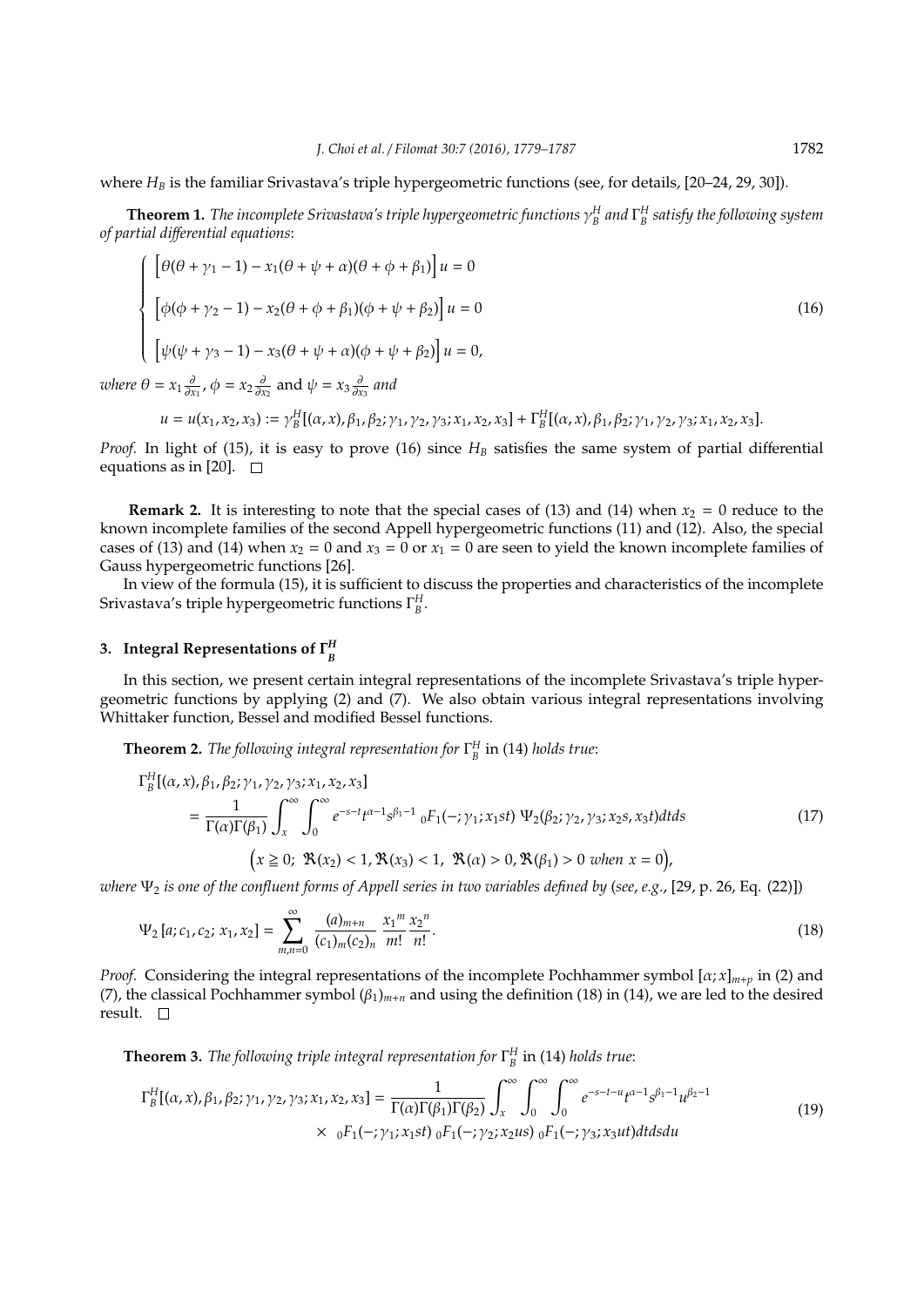where $H_B$ is the familiar Srivastava's triple hypergeometric functions (see, for details, [20–24, 29, 30]).

**Theorem 1.** *The incomplete Srivastava's triple hypergeometric functions $\gamma_B^H$ and $\Gamma_B^H$ satisfy the following system of partial differential equations*:

$$
\begin{cases}
\Big[\theta(\theta+\gamma_1-1) - x_1(\theta+\psi+\alpha)(\theta+\phi+\beta_1)\Big]u = 0 \\[2mm]
\Big[\phi(\phi+\gamma_2-1) - x_2(\theta+\phi+\beta_1)(\phi+\psi+\beta_2)\Big]u = 0 \\[2mm]
\Big[\psi(\psi+\gamma_3-1) - x_3(\theta+\psi+\alpha)(\phi+\psi+\beta_2)\Big]u = 0,
\end{cases}
\tag{16}
$$

*where* $\theta = x_1\frac{\partial}{\partial x_1}$, $\phi = x_2\frac{\partial}{\partial x_2}$ and $\psi = x_3\frac{\partial}{\partial x_3}$ *and*

$$
u = u(x_1,x_2,x_3) := \gamma_B^H[(\alpha,x),\beta_1,\beta_2;\gamma_1,\gamma_2,\gamma_3;x_1,x_2,x_3] + \Gamma_B^H[(\alpha,x),\beta_1,\beta_2;\gamma_1,\gamma_2,\gamma_3;x_1,x_2,x_3].
$$

*Proof.* In light of (15), it is easy to prove (16) since $H_B$ satisfies the same system of partial differential equations as in [20]. □

**Remark 2.** It is interesting to note that the special cases of (13) and (14) when $x_2 = 0$ reduce to the known incomplete families of the second Appell hypergeometric functions (11) and (12). Also, the special cases of (13) and (14) when $x_2 = 0$ and $x_3 = 0$ or $x_1 = 0$ are seen to yield the known incomplete families of Gauss hypergeometric functions [26].

In view of the formula (15), it is sufficient to discuss the properties and characteristics of the incomplete Srivastava's triple hypergeometric functions $\Gamma_B^H$.

## 3. Integral Representations of $\Gamma_B^H$

In this section, we present certain integral representations of the incomplete Srivastava's triple hypergeometric functions by applying (2) and (7). We also obtain various integral representations involving Whittaker function, Bessel and modified Bessel functions.

**Theorem 2.** *The following integral representation for $\Gamma_B^H$ in (14) holds true*:

$$
\begin{aligned}
&\Gamma_B^H[(\alpha,x),\beta_1,\beta_2;\gamma_1,\gamma_2,\gamma_3;x_1,x_2,x_3] \\
&\qquad = \frac{1}{\Gamma(\alpha)\Gamma(\beta_1)}\int_x^\infty\int_0^\infty e^{-s-t}t^{\alpha-1}s^{\beta_1-1}\,{}_0F_1(-;\gamma_1;x_1st)\,\Psi_2(\beta_2;\gamma_2,\gamma_3;x_2s,x_3t)\,dtds
\end{aligned}
\tag{17}
$$

$$
\Big(x \geqq 0;\ \Re(x_2)<1, \Re(x_3)<1,\ \Re(\alpha)>0, \Re(\beta_1)>0 \text{ when } x=0\Big),
$$

*where $\Psi_2$ is one of the confluent forms of Appell series in two variables defined by* (*see*, *e.g.*, [29, p. 26, Eq. (22)])

$$
\Psi_2[a;c_1,c_2;x_1,x_2] = \sum_{m,n=0}^\infty \frac{(a)_{m+n}}{(c_1)_m(c_2)_n}\frac{x_1{}^m}{m!}\frac{x_2{}^n}{n!}.
\tag{18}
$$

*Proof.* Considering the integral representations of the incomplete Pochhammer symbol $[\alpha;x]_{m+p}$ in (2) and (7), the classical Pochhammer symbol $(\beta_1)_{m+n}$ and using the definition (18) in (14), we are led to the desired result. □

**Theorem 3.** *The following triple integral representation for $\Gamma_B^H$ in (14) holds true*:

$$
\begin{aligned}
\Gamma_B^H[(\alpha,x),\beta_1,\beta_2;\gamma_1,\gamma_2,\gamma_3;x_1,x_2,x_3] &= \frac{1}{\Gamma(\alpha)\Gamma(\beta_1)\Gamma(\beta_2)}\int_x^\infty\int_0^\infty\int_0^\infty e^{-s-t-u}t^{\alpha-1}s^{\beta_1-1}u^{\beta_2-1} \\
&\quad\times\ {}_0F_1(-;\gamma_1;x_1st)\,{}_0F_1(-;\gamma_2;x_2us)\,{}_0F_1(-;\gamma_3;x_3ut)\,dtdsdu
\end{aligned}
\tag{19}
$$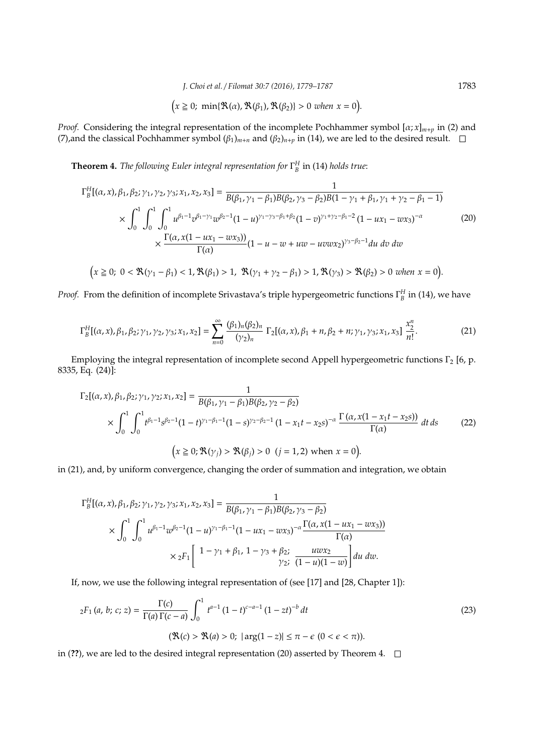$$\left(x \geqq 0;\ \min\{\Re(\alpha), \Re(\beta_1), \Re(\beta_2)\} > 0 \textit{ when } x = 0\right).$$

*Proof.* Considering the integral representation of the incomplete Pochhammer symbol $[\alpha; x]_{m+p}$ in (2) and (7),and the classical Pochhammer symbol $(\beta_1)_{m+n}$ and $(\beta_2)_{n+p}$ in (14), we are led to the desired result. $\square$

**Theorem 4.** *The following Euler integral representation for $\Gamma_B^H$ in (14) holds true*:

$$\begin{aligned}
\Gamma_B^H[(\alpha, x), \beta_1, \beta_2; \gamma_1, \gamma_2, \gamma_3; x_1, x_2, x_3] &= \frac{1}{B(\beta_1, \gamma_1 - \beta_1)B(\beta_2, \gamma_3 - \beta_2)B(1 - \gamma_1 + \beta_1, \gamma_1 + \gamma_2 - \beta_1 - 1)} \\
&\times \int_0^1 \int_0^1 \int_0^1 u^{\beta_1 - 1} v^{\beta_1 - \gamma_1} w^{\beta_2 - 1} (1 - u)^{\gamma_1 - \gamma_3 - \beta_1 + \beta_2} (1 - v)^{\gamma_1 + \gamma_2 - \beta_1 - 2} (1 - ux_1 - wx_3)^{-\alpha} \\
&\times \frac{\Gamma(\alpha, x(1 - ux_1 - wx_3))}{\Gamma(\alpha)} (1 - u - w + uw - uvwx_2)^{\gamma_3 - \beta_2 - 1} du\, dv\, dw
\end{aligned} \tag{20}$$

$$\left(x \geqq 0;\ 0 < \Re(\gamma_1 - \beta_1) < 1, \Re(\beta_1) > 1,\ \Re(\gamma_1 + \gamma_2 - \beta_1) > 1, \Re(\gamma_3) > \Re(\beta_2) > 0 \textit{ when } x = 0\right).$$

*Proof.* From the definition of incomplete Srivastava's triple hypergeometric functions $\Gamma_B^H$ in (14), we have

$$\Gamma_B^H[(\alpha, x), \beta_1, \beta_2; \gamma_1, \gamma_2, \gamma_3; x_1, x_2] = \sum_{n=0}^{\infty} \frac{(\beta_1)_n (\beta_2)_n}{(\gamma_2)_n}\, \Gamma_2[(\alpha, x), \beta_1 + n, \beta_2 + n; \gamma_1, \gamma_3; x_1, x_3]\, \frac{x_2^n}{n!}. \tag{21}$$

Employing the integral representation of incomplete second Appell hypergeometric functions $\Gamma_2$ [6, p. 8335, Eq. (24)]:

$$\begin{aligned}
\Gamma_2[(\alpha, x), \beta_1, \beta_2; \gamma_1, \gamma_2; x_1, x_2] &= \frac{1}{B(\beta_1, \gamma_1 - \beta_1)B(\beta_2, \gamma_2 - \beta_2)} \\
&\times \int_0^1 \int_0^1 t^{\beta_1 - 1} s^{\beta_2 - 1} (1 - t)^{\gamma_1 - \beta_1 - 1} (1 - s)^{\gamma_2 - \beta_2 - 1} (1 - x_1 t - x_2 s)^{-\alpha}\, \frac{\Gamma(\alpha, x(1 - x_1 t - x_2 s))}{\Gamma(\alpha)}\, dt\, ds
\end{aligned} \tag{22}$$

$$\left(x \geqq 0; \Re(\gamma_j) > \Re(\beta_j) > 0\ \ (j = 1, 2) \text{ when } x = 0\right).$$

in (21), and, by uniform convergence, changing the order of summation and integration, we obtain

$$\begin{aligned}
\Gamma_B^H[(\alpha, x), \beta_1, \beta_2; \gamma_1, \gamma_2, \gamma_3; x_1, x_2, x_3] &= \frac{1}{B(\beta_1, \gamma_1 - \beta_1)B(\beta_2, \gamma_3 - \beta_2)} \\
&\times \int_0^1 \int_0^1 u^{\beta_1 - 1} w^{\beta_2 - 1} (1 - u)^{\gamma_1 - \beta_1 - 1} (1 - ux_1 - wx_3)^{-\alpha} \frac{\Gamma(\alpha, x(1 - ux_1 - wx_3))}{\Gamma(\alpha)} \\
&\times {}_2F_1\left[\begin{matrix} 1 - \gamma_1 + \beta_1,\ 1 - \gamma_3 + \beta_2; \\ \gamma_2; \end{matrix}\ \frac{uwx_2}{(1 - u)(1 - w)}\right] du\, dw.
\end{aligned}$$

If, now, we use the following integral representation of (see [17] and [28, Chapter 1]):

$${}_2F_1(a, b; c; z) = \frac{\Gamma(c)}{\Gamma(a)\,\Gamma(c - a)} \int_0^1 t^{a - 1} (1 - t)^{c - a - 1} (1 - zt)^{-b}\, dt \tag{23}$$

$$(\Re(c) > \Re(a) > 0;\ |\arg(1 - z)| \leq \pi - \epsilon\ (0 < \epsilon < \pi)).$$

in (**??**), we are led to the desired integral representation (20) asserted by Theorem 4. $\square$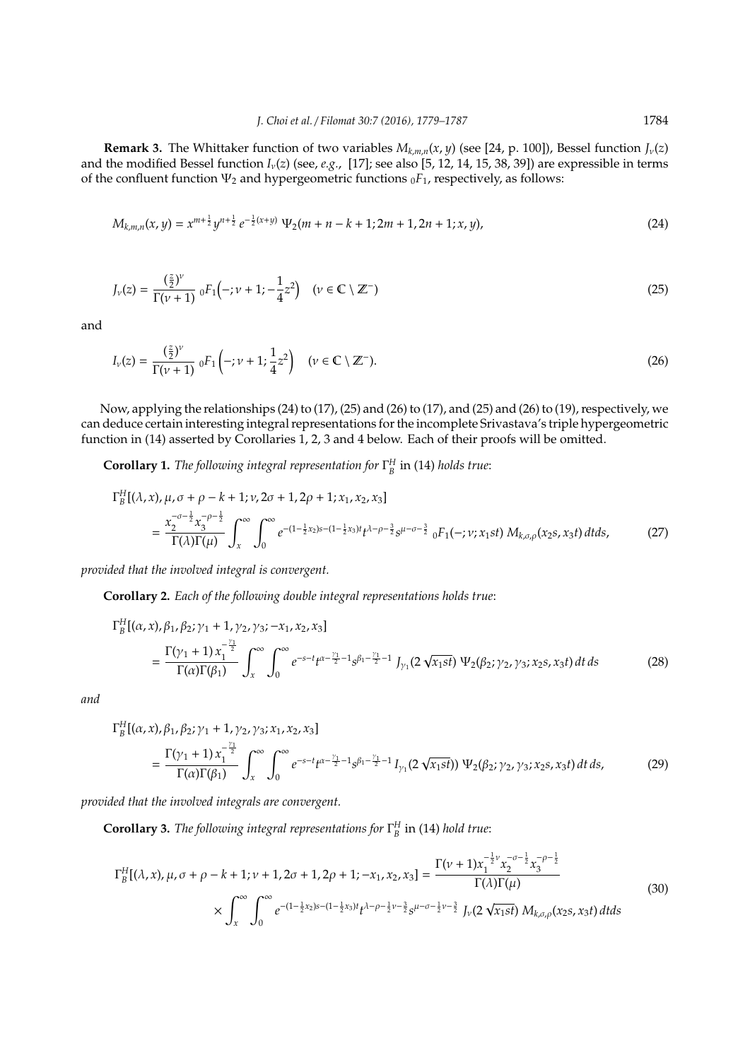**Remark 3.** The Whittaker function of two variables $M_{k,m,n}(x,y)$ (see [24, p. 100]), Bessel function $J_\nu(z)$ and the modified Bessel function $I_\nu(z)$ (see, *e.g.*, [17]; see also [5, 12, 14, 15, 38, 39]) are expressible in terms of the confluent function $\Psi_2$ and hypergeometric functions ${}_0F_1$, respectively, as follows:

$$M_{k,m,n}(x,y) = x^{m+\frac{1}{2}} y^{n+\frac{1}{2}} e^{-\frac{1}{2}(x+y)} \, \Psi_2(m+n-k+1; 2m+1, 2n+1; x, y), \tag{24}$$

$$J_\nu(z) = \frac{(\frac{z}{2})^\nu}{\Gamma(\nu+1)} \, {}_0F_1\Big(-; \nu+1; -\frac{1}{4}z^2\Big) \quad (\nu \in \mathbb{C} \setminus \mathbb{Z}^-) \tag{25}$$

and

$$I_\nu(z) = \frac{(\frac{z}{2})^\nu}{\Gamma(\nu+1)} \, {}_0F_1\left(-; \nu+1; \frac{1}{4}z^2\right) \quad (\nu \in \mathbb{C} \setminus \mathbb{Z}^-). \tag{26}$$

Now, applying the relationships (24) to (17), (25) and (26) to (17), and (25) and (26) to (19), respectively, we can deduce certain interesting integral representations for the incomplete Srivastava's triple hypergeometric function in (14) asserted by Corollaries 1, 2, 3 and 4 below. Each of their proofs will be omitted.

**Corollary 1.** *The following integral representation for* $\Gamma_B^H$ in (14) *holds true*:

$$\begin{aligned}
&\Gamma_B^H[(\lambda, x), \mu, \sigma+\rho-k+1; \nu, 2\sigma+1, 2\rho+1; x_1, x_2, x_3] \\
&\quad = \frac{x_2^{-\sigma-\frac{1}{2}} x_3^{-\rho-\frac{1}{2}}}{\Gamma(\lambda)\Gamma(\mu)} \int_x^\infty \int_0^\infty e^{-(1-\frac{1}{2}x_2)s-(1-\frac{1}{2}x_3)t} t^{\lambda-\rho-\frac{3}{2}} s^{\mu-\sigma-\frac{3}{2}} \, {}_0F_1(-; \nu; x_1 st) \, M_{k,\sigma,\rho}(x_2 s, x_3 t) \, dt ds,
\end{aligned} \tag{27}$$

*provided that the involved integral is convergent.*

**Corollary 2.** *Each of the following double integral representations holds true*:

$$\begin{aligned}
&\Gamma_B^H[(\alpha, x), \beta_1, \beta_2; \gamma_1+1, \gamma_2, \gamma_3; -x_1, x_2, x_3] \\
&\quad = \frac{\Gamma(\gamma_1+1) \, x_1^{-\frac{\gamma_1}{2}}}{\Gamma(\alpha)\Gamma(\beta_1)} \int_x^\infty \int_0^\infty e^{-s-t} t^{\alpha-\frac{\gamma_1}{2}-1} s^{\beta_1-\frac{\gamma_1}{2}-1} \, J_{\gamma_1}(2\sqrt{x_1 st}) \, \Psi_2(\beta_2; \gamma_2, \gamma_3; x_2 s, x_3 t) \, dt \, ds
\end{aligned} \tag{28}$$

*and*

$$\begin{aligned}
&\Gamma_B^H[(\alpha, x), \beta_1, \beta_2; \gamma_1+1, \gamma_2, \gamma_3; x_1, x_2, x_3] \\
&\quad = \frac{\Gamma(\gamma_1+1) \, x_1^{-\frac{\gamma_1}{2}}}{\Gamma(\alpha)\Gamma(\beta_1)} \int_x^\infty \int_0^\infty e^{-s-t} t^{\alpha-\frac{\gamma_1}{2}-1} s^{\beta_1-\frac{\gamma_1}{2}-1} \, I_{\gamma_1}(2\sqrt{x_1 st})) \, \Psi_2(\beta_2; \gamma_2, \gamma_3; x_2 s, x_3 t) \, dt \, ds,
\end{aligned} \tag{29}$$

*provided that the involved integrals are convergent.*

**Corollary 3.** *The following integral representations for* $\Gamma_B^H$ in (14) *hold true*:

$$\begin{aligned}
\Gamma_B^H[(\lambda, x), \mu, \sigma+\rho-k+1; \nu+1, 2\sigma+1, 2\rho+1; -x_1, x_2, x_3] &= \frac{\Gamma(\nu+1) x_1^{-\frac{1}{2}\nu} x_2^{-\sigma-\frac{1}{2}} x_3^{-\rho-\frac{1}{2}}}{\Gamma(\lambda)\Gamma(\mu)} \\
&\quad \times \int_x^\infty \int_0^\infty e^{-(1-\frac{1}{2}x_2)s-(1-\frac{1}{2}x_3)t} t^{\lambda-\rho-\frac{1}{2}\nu-\frac{3}{2}} s^{\mu-\sigma-\frac{1}{2}\nu-\frac{3}{2}} \, J_\nu(2\sqrt{x_1 st}) \, M_{k,\sigma,\rho}(x_2 s, x_3 t) \, dt ds
\end{aligned} \tag{30}$$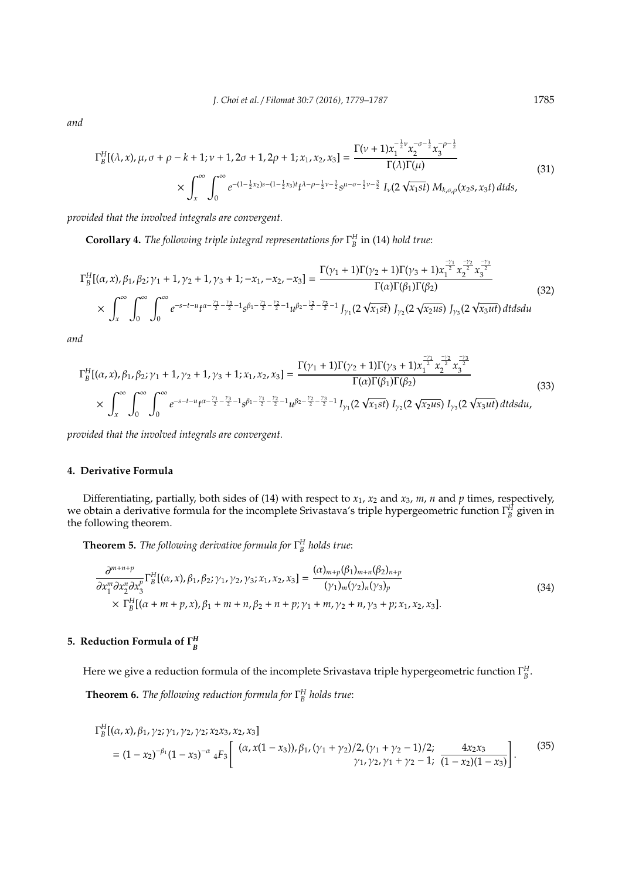*and*

$$\Gamma_B^H[(\lambda,x),\mu,\sigma+\rho-k+1;\nu+1,2\sigma+1,2\rho+1;x_1,x_2,x_3]=\frac{\Gamma(\nu+1)x_1^{-\frac{1}{2}\nu}x_2^{-\sigma-\frac{1}{2}}x_3^{-\rho-\frac{1}{2}}}{\Gamma(\lambda)\Gamma(\mu)} \times\int_x^\infty\int_0^\infty e^{-(1-\frac{1}{2}x_2)s-(1-\frac{1}{2}x_3)t}t^{\lambda-\rho-\frac{1}{2}\nu-\frac{3}{2}}s^{\mu-\sigma-\frac{1}{2}\nu-\frac{3}{2}}\,I_\nu(2\sqrt{x_1st})\,M_{k,\sigma,\rho}(x_2s,x_3t)\,dtds, \tag{31}$$

*provided that the involved integrals are convergent.*

**Corollary 4.** *The following triple integral representations for $\Gamma_B^H$ in (14) hold true:*

$$\Gamma_B^H[(\alpha,x),\beta_1,\beta_2;\gamma_1+1,\gamma_2+1,\gamma_3+1;-x_1,-x_2,-x_3]=\frac{\Gamma(\gamma_1+1)\Gamma(\gamma_2+1)\Gamma(\gamma_3+1)x_1^{\frac{-\gamma_1}{2}}x_2^{\frac{-\gamma_2}{2}}x_3^{\frac{-\gamma_3}{2}}}{\Gamma(\alpha)\Gamma(\beta_1)\Gamma(\beta_2)} \times\int_x^\infty\int_0^\infty\int_0^\infty e^{-s-t-u}t^{\alpha-\frac{\gamma_1}{2}-\frac{\gamma_3}{2}-1}s^{\beta_1-\frac{\gamma_1}{2}-\frac{\gamma_2}{2}-1}u^{\beta_2-\frac{\gamma_2}{2}-\frac{\gamma_3}{2}-1}\,J_{\gamma_1}(2\sqrt{x_1st})\,J_{\gamma_2}(2\sqrt{x_2us})\,J_{\gamma_3}(2\sqrt{x_3ut})\,dtdsdu \tag{32}$$

*and*

$$\Gamma_B^H[(\alpha,x),\beta_1,\beta_2;\gamma_1+1,\gamma_2+1,\gamma_3+1;x_1,x_2,x_3]=\frac{\Gamma(\gamma_1+1)\Gamma(\gamma_2+1)\Gamma(\gamma_3+1)x_1^{\frac{-\gamma_1}{2}}x_2^{\frac{-\gamma_2}{2}}x_3^{\frac{-\gamma_3}{2}}}{\Gamma(\alpha)\Gamma(\beta_1)\Gamma(\beta_2)} \times\int_x^\infty\int_0^\infty\int_0^\infty e^{-s-t-u}t^{\alpha-\frac{\gamma_1}{2}-\frac{\gamma_3}{2}-1}s^{\beta_1-\frac{\gamma_1}{2}-\frac{\gamma_2}{2}-1}u^{\beta_2-\frac{\gamma_2}{2}-\frac{\gamma_3}{2}-1}\,I_{\gamma_1}(2\sqrt{x_1st})\,I_{\gamma_2}(2\sqrt{x_2us})\,I_{\gamma_3}(2\sqrt{x_3ut})\,dtdsdu, \tag{33}$$

*provided that the involved integrals are convergent.*

## 4. Derivative Formula

Differentiating, partially, both sides of (14) with respect to $x_1$, $x_2$ and $x_3$, $m$, $n$ and $p$ times, respectively, we obtain a derivative formula for the incomplete Srivastava's triple hypergeometric function $\Gamma_B^H$ given in the following theorem.

**Theorem 5.** *The following derivative formula for $\Gamma_B^H$ holds true:*

$$\frac{\partial^{m+n+p}}{\partial x_1^m\partial x_2^n\partial x_3^p}\Gamma_B^H[(\alpha,x),\beta_1,\beta_2;\gamma_1,\gamma_2,\gamma_3;x_1,x_2,x_3]=\frac{(\alpha)_{m+p}(\beta_1)_{m+n}(\beta_2)_{n+p}}{(\gamma_1)_m(\gamma_2)_n(\gamma_3)_p} \times\Gamma_B^H[(\alpha+m+p,x),\beta_1+m+n,\beta_2+n+p;\gamma_1+m,\gamma_2+n,\gamma_3+p;x_1,x_2,x_3]. \tag{34}$$

## 5. Reduction Formula of $\Gamma_B^H$

Here we give a reduction formula of the incomplete Srivastava triple hypergeometric function $\Gamma_B^H$.

**Theorem 6.** *The following reduction formula for $\Gamma_B^H$ holds true:*

$$\Gamma_B^H[(\alpha,x),\beta_1,\gamma_2;\gamma_1,\gamma_2,\gamma_2;x_2x_3,x_2,x_3] =(1-x_2)^{-\beta_1}(1-x_3)^{-\alpha}\,{}_4F_3\left[\begin{matrix}(\alpha,x(1-x_3)),\beta_1,(\gamma_1+\gamma_2)/2,(\gamma_1+\gamma_2-1)/2;\\ \gamma_1,\gamma_2,\gamma_1+\gamma_2-1;\end{matrix}\ \frac{4x_2x_3}{(1-x_2)(1-x_3)}\right]. \tag{35}$$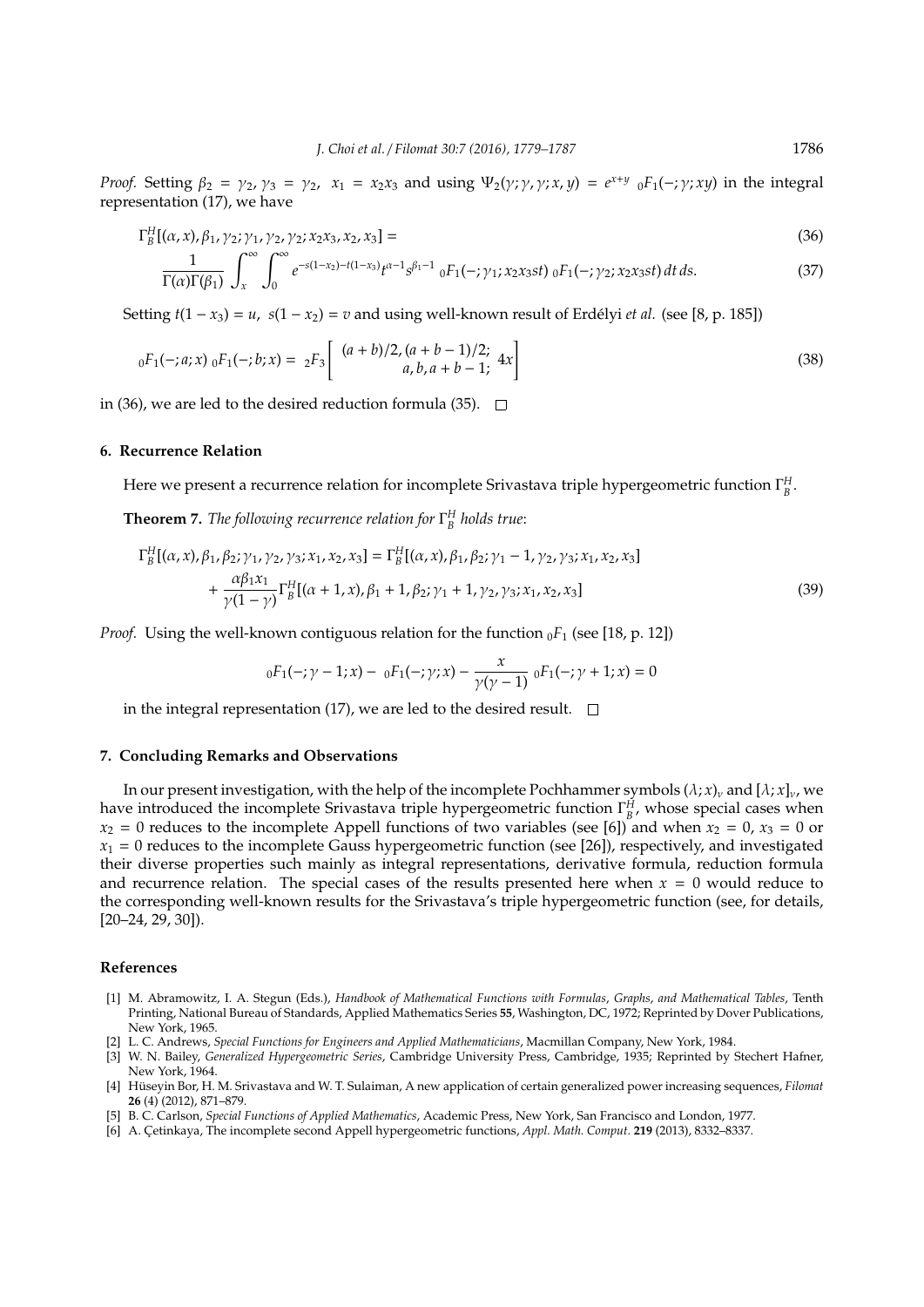*Proof.* Setting $\beta_2 = \gamma_2, \gamma_3 = \gamma_2, \ x_1 = x_2x_3$ and using $\Psi_2(\gamma;\gamma,\gamma;x,y) = e^{x+y}\ {}_0F_1(-;\gamma;xy)$ in the integral representation (17), we have

$$\Gamma_B^H[(\alpha,x),\beta_1,\gamma_2;\gamma_1,\gamma_2,\gamma_2;x_2x_3,x_2,x_3] = \tag{36}$$

$$\frac{1}{\Gamma(\alpha)\Gamma(\beta_1)}\int_x^\infty\int_0^\infty e^{-s(1-x_2)-t(1-x_3)}t^{\alpha-1}s^{\beta_1-1}\ {}_0F_1(-;\gamma_1;x_2x_3st)\ {}_0F_1(-;\gamma_2;x_2x_3st)\,dt\,ds. \tag{37}$$

Setting $t(1-x_3) = u, \ s(1-x_2) = v$ and using well-known result of Erdélyi *et al.* (see [8, p. 185])

$${}_0F_1(-;a;x)\ {}_0F_1(-;b;x) = \ {}_2F_3\left[\begin{array}{c}(a+b)/2,(a+b-1)/2;\\ a,b,a+b-1;\end{array} 4x\right] \tag{38}$$

in (36), we are led to the desired reduction formula (35). $\square$

## 6. Recurrence Relation

Here we present a recurrence relation for incomplete Srivastava triple hypergeometric function $\Gamma_B^H$.

**Theorem 7.** *The following recurrence relation for $\Gamma_B^H$ holds true*:

$$\begin{aligned}\Gamma_B^H[(\alpha,x),\beta_1,\beta_2;\gamma_1,\gamma_2,\gamma_3;x_1,x_2,x_3] &= \Gamma_B^H[(\alpha,x),\beta_1,\beta_2;\gamma_1-1,\gamma_2,\gamma_3;x_1,x_2,x_3]\\ &+\frac{\alpha\beta_1x_1}{\gamma(1-\gamma)}\Gamma_B^H[(\alpha+1,x),\beta_1+1,\beta_2;\gamma_1+1,\gamma_2,\gamma_3;x_1,x_2,x_3]\end{aligned} \tag{39}$$

*Proof.* Using the well-known contiguous relation for the function ${}_0F_1$ (see [18, p. 12])

$${}_0F_1(-;\gamma-1;x) - \ {}_0F_1(-;\gamma;x) - \frac{x}{\gamma(\gamma-1)}\ {}_0F_1(-;\gamma+1;x) = 0$$

in the integral representation (17), we are led to the desired result. $\square$

## 7. Concluding Remarks and Observations

In our present investigation, with the help of the incomplete Pochhammer symbols $(\lambda;x)_\nu$ and $[\lambda;x]_\nu$, we have introduced the incomplete Srivastava triple hypergeometric function $\Gamma_B^H$, whose special cases when $x_2 = 0$ reduces to the incomplete Appell functions of two variables (see [6]) and when $x_2 = 0$, $x_3 = 0$ or $x_1 = 0$ reduces to the incomplete Gauss hypergeometric function (see [26]), respectively, and investigated their diverse properties such mainly as integral representations, derivative formula, reduction formula and recurrence relation. The special cases of the results presented here when $x = 0$ would reduce to the corresponding well-known results for the Srivastava's triple hypergeometric function (see, for details, [20–24, 29, 30]).

## References

[1] M. Abramowitz, I. A. Stegun (Eds.), *Handbook of Mathematical Functions with Formulas, Graphs, and Mathematical Tables*, Tenth Printing, National Bureau of Standards, Applied Mathematics Series **55**, Washington, DC, 1972; Reprinted by Dover Publications, New York, 1965.

[2] L. C. Andrews, *Special Functions for Engineers and Applied Mathematicians*, Macmillan Company, New York, 1984.

[3] W. N. Bailey, *Generalized Hypergeometric Series*, Cambridge University Press, Cambridge, 1935; Reprinted by Stechert Hafner, New York, 1964.

[4] Hüseyin Bor, H. M. Srivastava and W. T. Sulaiman, A new application of certain generalized power increasing sequences, *Filomat* **26** (4) (2012), 871–879.

[5] B. C. Carlson, *Special Functions of Applied Mathematics*, Academic Press, New York, San Francisco and London, 1977.

[6] A. Çetinkaya, The incomplete second Appell hypergeometric functions, *Appl. Math. Comput.* **219** (2013), 8332–8337.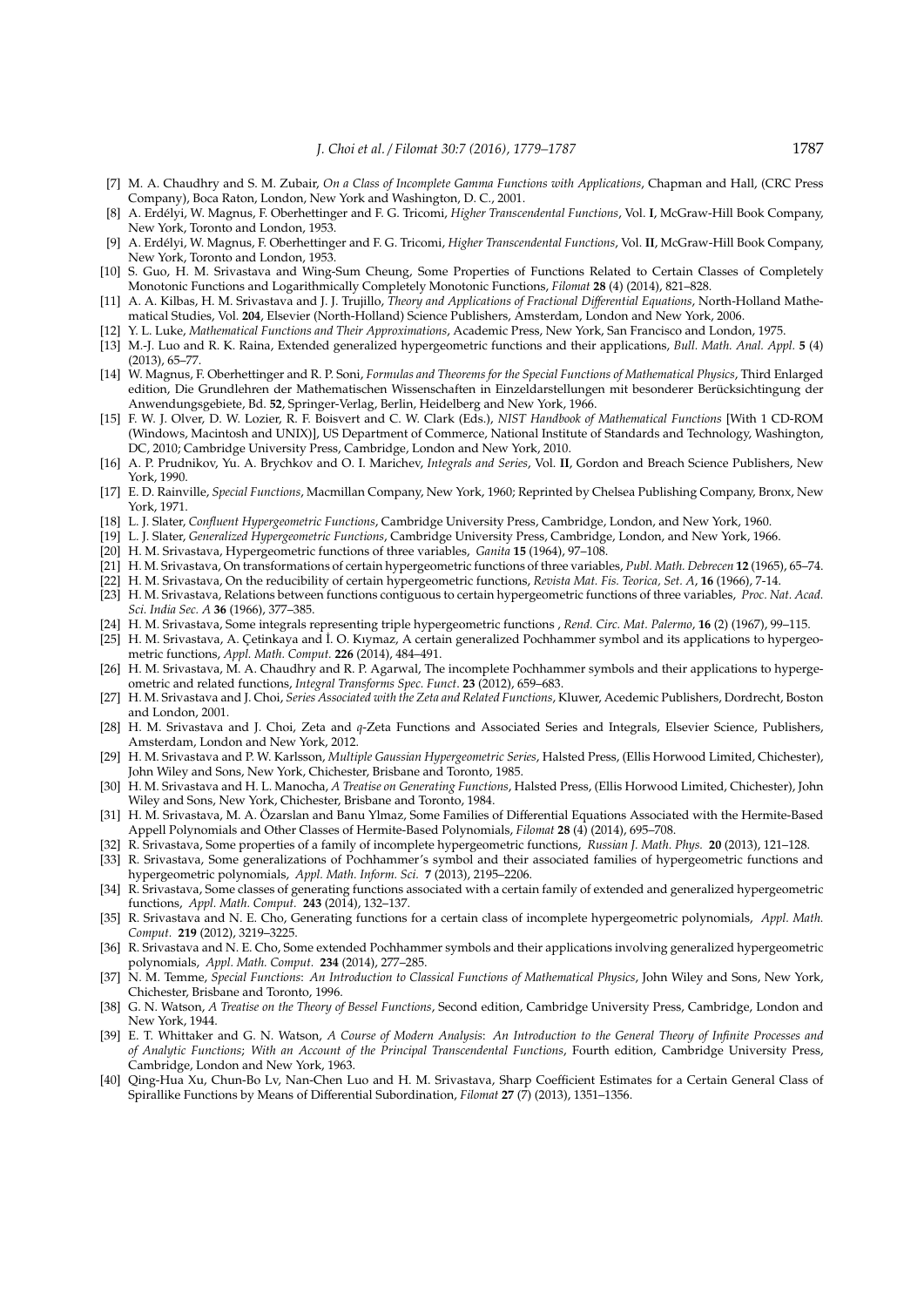[7] M. A. Chaudhry and S. M. Zubair, *On a Class of Incomplete Gamma Functions with Applications*, Chapman and Hall, (CRC Press Company), Boca Raton, London, New York and Washington, D. C., 2001.

[8] A. Erdélyi, W. Magnus, F. Oberhettinger and F. G. Tricomi, *Higher Transcendental Functions*, Vol. **I**, McGraw-Hill Book Company, New York, Toronto and London, 1953.

[9] A. Erdélyi, W. Magnus, F. Oberhettinger and F. G. Tricomi, *Higher Transcendental Functions*, Vol. **II**, McGraw-Hill Book Company, New York, Toronto and London, 1953.

[10] S. Guo, H. M. Srivastava and Wing-Sum Cheung, Some Properties of Functions Related to Certain Classes of Completely Monotonic Functions and Logarithmically Completely Monotonic Functions, *Filomat* **28** (4) (2014), 821–828.

[11] A. A. Kilbas, H. M. Srivastava and J. J. Trujillo, *Theory and Applications of Fractional Differential Equations*, North-Holland Mathematical Studies, Vol. **204**, Elsevier (North-Holland) Science Publishers, Amsterdam, London and New York, 2006.

[12] Y. L. Luke, *Mathematical Functions and Their Approximations*, Academic Press, New York, San Francisco and London, 1975.

[13] M.-J. Luo and R. K. Raina, Extended generalized hypergeometric functions and their applications, *Bull. Math. Anal. Appl.* **5** (4) (2013), 65–77.

[14] W. Magnus, F. Oberhettinger and R. P. Soni, *Formulas and Theorems for the Special Functions of Mathematical Physics*, Third Enlarged edition, Die Grundlehren der Mathematischen Wissenschaften in Einzeldarstellungen mit besonderer Berücksichtingung der Anwendungsgebiete, Bd. **52**, Springer-Verlag, Berlin, Heidelberg and New York, 1966.

[15] F. W. J. Olver, D. W. Lozier, R. F. Boisvert and C. W. Clark (Eds.), *NIST Handbook of Mathematical Functions* [With 1 CD-ROM (Windows, Macintosh and UNIX)], US Department of Commerce, National Institute of Standards and Technology, Washington, DC, 2010; Cambridge University Press, Cambridge, London and New York, 2010.

[16] A. P. Prudnikov, Yu. A. Brychkov and O. I. Marichev, *Integrals and Series*, Vol. **II**, Gordon and Breach Science Publishers, New York, 1990.

[17] E. D. Rainville, *Special Functions*, Macmillan Company, New York, 1960; Reprinted by Chelsea Publishing Company, Bronx, New York, 1971.

[18] L. J. Slater, *Confluent Hypergeometric Functions*, Cambridge University Press, Cambridge, London, and New York, 1960.

[19] L. J. Slater, *Generalized Hypergeometric Functions*, Cambridge University Press, Cambridge, London, and New York, 1966.

[20] H. M. Srivastava, Hypergeometric functions of three variables, *Ganita* **15** (1964), 97–108.

[21] H. M. Srivastava, On transformations of certain hypergeometric functions of three variables, *Publ. Math. Debrecen* **12** (1965), 65–74.

[22] H. M. Srivastava, On the reducibility of certain hypergeometric functions, *Revista Mat. Fis. Teorica, Set. A*, **16** (1966), 7-14.

[23] H. M. Srivastava, Relations between functions contiguous to certain hypergeometric functions of three variables, *Proc. Nat. Acad. Sci. India Sec. A* **36** (1966), 377–385.

[24] H. M. Srivastava, Some integrals representing triple hypergeometric functions , *Rend. Circ. Mat. Palermo*, **16** (2) (1967), 99–115.

[25] H. M. Srivastava, A. Çetinkaya and İ. O. Kıymaz, A certain generalized Pochhammer symbol and its applications to hypergeometric functions, *Appl. Math. Comput.* **226** (2014), 484–491.

[26] H. M. Srivastava, M. A. Chaudhry and R. P. Agarwal, The incomplete Pochhammer symbols and their applications to hypergeometric and related functions, *Integral Transforms Spec. Funct.* **23** (2012), 659–683.

[27] H. M. Srivastava and J. Choi, *Series Associated with the Zeta and Related Functions*, Kluwer, Acedemic Publishers, Dordrecht, Boston and London, 2001.

[28] H. M. Srivastava and J. Choi, Zeta and $q$-Zeta Functions and Associated Series and Integrals, Elsevier Science, Publishers, Amsterdam, London and New York, 2012.

[29] H. M. Srivastava and P. W. Karlsson, *Multiple Gaussian Hypergeometric Series*, Halsted Press, (Ellis Horwood Limited, Chichester), John Wiley and Sons, New York, Chichester, Brisbane and Toronto, 1985.

[30] H. M. Srivastava and H. L. Manocha, *A Treatise on Generating Functions*, Halsted Press, (Ellis Horwood Limited, Chichester), John Wiley and Sons, New York, Chichester, Brisbane and Toronto, 1984.

[31] H. M. Srivastava, M. A. Özarslan and Banu Ylmaz, Some Families of Differential Equations Associated with the Hermite-Based Appell Polynomials and Other Classes of Hermite-Based Polynomials, *Filomat* **28** (4) (2014), 695–708.

[32] R. Srivastava, Some properties of a family of incomplete hypergeometric functions, *Russian J. Math. Phys.* **20** (2013), 121–128.

[33] R. Srivastava, Some generalizations of Pochhammer's symbol and their associated families of hypergeometric functions and hypergeometric polynomials, *Appl. Math. Inform. Sci.* **7** (2013), 2195–2206.

[34] R. Srivastava, Some classes of generating functions associated with a certain family of extended and generalized hypergeometric functions, *Appl. Math. Comput.* **243** (2014), 132–137.

[35] R. Srivastava and N. E. Cho, Generating functions for a certain class of incomplete hypergeometric polynomials, *Appl. Math. Comput.* **219** (2012), 3219–3225.

[36] R. Srivastava and N. E. Cho, Some extended Pochhammer symbols and their applications involving generalized hypergeometric polynomials, *Appl. Math. Comput.* **234** (2014), 277–285.

[37] N. M. Temme, *Special Functions*: *An Introduction to Classical Functions of Mathematical Physics*, John Wiley and Sons, New York, Chichester, Brisbane and Toronto, 1996.

[38] G. N. Watson, *A Treatise on the Theory of Bessel Functions*, Second edition, Cambridge University Press, Cambridge, London and New York, 1944.

[39] E. T. Whittaker and G. N. Watson, *A Course of Modern Analysis*: *An Introduction to the General Theory of Infinite Processes and of Analytic Functions*; *With an Account of the Principal Transcendental Functions*, Fourth edition, Cambridge University Press, Cambridge, London and New York, 1963.

[40] Qing-Hua Xu, Chun-Bo Lv, Nan-Chen Luo and H. M. Srivastava, Sharp Coefficient Estimates for a Certain General Class of Spirallike Functions by Means of Differential Subordination, *Filomat* **27** (7) (2013), 1351–1356.